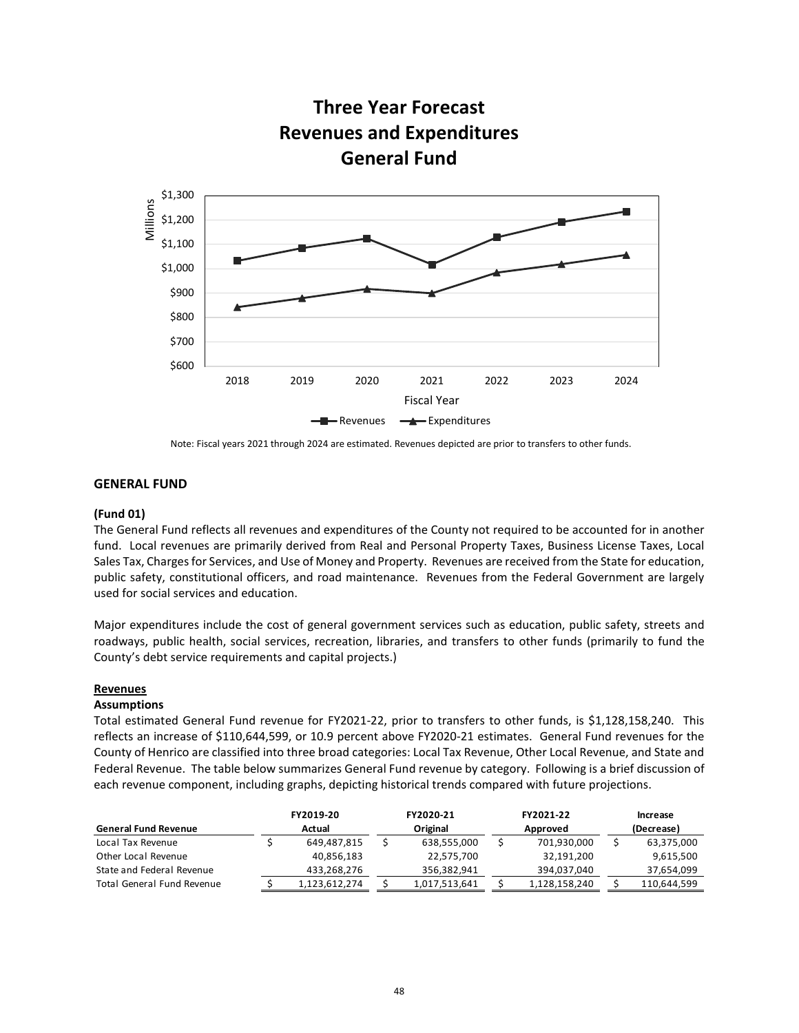# Three Year Forecast
# Revenues and Expenditures
# General Fund

Note: Fiscal years 2021 through 2024 are estimated. Revenues depicted are prior to transfers to other funds.

## GENERAL FUND

**(Fund 01)**

The General Fund reflects all revenues and expenditures of the County not required to be accounted for in another fund. Local revenues are primarily derived from Real and Personal Property Taxes, Business License Taxes, Local Sales Tax, Charges for Services, and Use of Money and Property. Revenues are received from the State for education, public safety, constitutional officers, and road maintenance. Revenues from the Federal Government are largely used for social services and education.

Major expenditures include the cost of general government services such as education, public safety, streets and roadways, public health, social services, recreation, libraries, and transfers to other funds (primarily to fund the County's debt service requirements and capital projects.)

**Revenues**

**Assumptions**

Total estimated General Fund revenue for FY2021-22, prior to transfers to other funds, is $1,128,158,240. This reflects an increase of $110,644,599, or 10.9 percent above FY2020-21 estimates. General Fund revenues for the County of Henrico are classified into three broad categories: Local Tax Revenue, Other Local Revenue, and State and Federal Revenue. The table below summarizes General Fund revenue by category. Following is a brief discussion of each revenue component, including graphs, depicting historical trends compared with future projections.

| General Fund Revenue | FY2019-20 Actual | FY2020-21 Original | FY2021-22 Approved | Increase (Decrease) |
|---|---|---|---|---|
| Local Tax Revenue | $ 649,487,815 | $ 638,555,000 | $ 701,930,000 | $ 63,375,000 |
| Other Local Revenue | 40,856,183 | 22,575,700 | 32,191,200 | 9,615,500 |
| State and Federal Revenue | 433,268,276 | 356,382,941 | 394,037,040 | 37,654,099 |
| Total General Fund Revenue | $ 1,123,612,274 | $ 1,017,513,641 | $ 1,128,158,240 | $ 110,644,599 |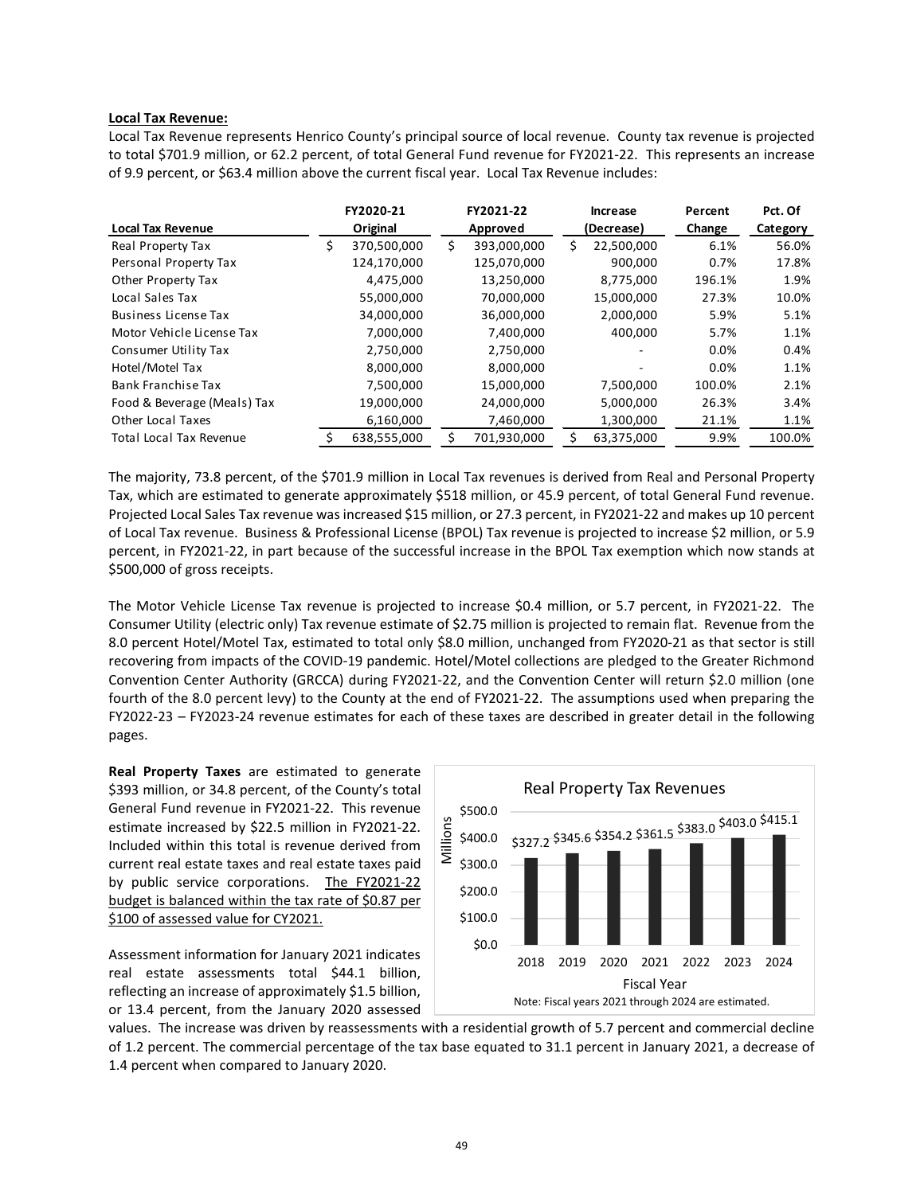**Local Tax Revenue:**

Local Tax Revenue represents Henrico County's principal source of local revenue. County tax revenue is projected to total $701.9 million, or 62.2 percent, of total General Fund revenue for FY2021-22. This represents an increase of 9.9 percent, or $63.4 million above the current fiscal year. Local Tax Revenue includes:

| Local Tax Revenue | FY2020-21 Original | FY2021-22 Approved | Increase (Decrease) | Percent Change | Pct. Of Category |
|---|---|---|---|---|---|
| Real Property Tax | $ 370,500,000 | $ 393,000,000 | $ 22,500,000 | 6.1% | 56.0% |
| Personal Property Tax | 124,170,000 | 125,070,000 | 900,000 | 0.7% | 17.8% |
| Other Property Tax | 4,475,000 | 13,250,000 | 8,775,000 | 196.1% | 1.9% |
| Local Sales Tax | 55,000,000 | 70,000,000 | 15,000,000 | 27.3% | 10.0% |
| Business License Tax | 34,000,000 | 36,000,000 | 2,000,000 | 5.9% | 5.1% |
| Motor Vehicle License Tax | 7,000,000 | 7,400,000 | 400,000 | 5.7% | 1.1% |
| Consumer Utility Tax | 2,750,000 | 2,750,000 | - | 0.0% | 0.4% |
| Hotel/Motel Tax | 8,000,000 | 8,000,000 | - | 0.0% | 1.1% |
| Bank Franchise Tax | 7,500,000 | 15,000,000 | 7,500,000 | 100.0% | 2.1% |
| Food & Beverage (Meals) Tax | 19,000,000 | 24,000,000 | 5,000,000 | 26.3% | 3.4% |
| Other Local Taxes | 6,160,000 | 7,460,000 | 1,300,000 | 21.1% | 1.1% |
| Total Local Tax Revenue | $ 638,555,000 | $ 701,930,000 | $ 63,375,000 | 9.9% | 100.0% |

The majority, 73.8 percent, of the $701.9 million in Local Tax revenues is derived from Real and Personal Property Tax, which are estimated to generate approximately $518 million, or 45.9 percent, of total General Fund revenue. Projected Local Sales Tax revenue was increased $15 million, or 27.3 percent, in FY2021-22 and makes up 10 percent of Local Tax revenue. Business & Professional License (BPOL) Tax revenue is projected to increase $2 million, or 5.9 percent, in FY2021-22, in part because of the successful increase in the BPOL Tax exemption which now stands at $500,000 of gross receipts.

The Motor Vehicle License Tax revenue is projected to increase $0.4 million, or 5.7 percent, in FY2021-22. The Consumer Utility (electric only) Tax revenue estimate of $2.75 million is projected to remain flat. Revenue from the 8.0 percent Hotel/Motel Tax, estimated to total only $8.0 million, unchanged from FY2020-21 as that sector is still recovering from impacts of the COVID-19 pandemic. Hotel/Motel collections are pledged to the Greater Richmond Convention Center Authority (GRCCA) during FY2021-22, and the Convention Center will return $2.0 million (one fourth of the 8.0 percent levy) to the County at the end of FY2021-22. The assumptions used when preparing the FY2022-23 – FY2023-24 revenue estimates for each of these taxes are described in greater detail in the following pages.

**Real Property Taxes** are estimated to generate $393 million, or 34.8 percent, of the County's total General Fund revenue in FY2021-22. This revenue estimate increased by $22.5 million in FY2021-22. Included within this total is revenue derived from current real estate taxes and real estate taxes paid by public service corporations. The FY2021-22 budget is balanced within the tax rate of $0.87 per $100 of assessed value for CY2021.

Real Property Tax Revenues

Note: Fiscal years 2021 through 2024 are estimated.

Assessment information for January 2021 indicates real estate assessments total $44.1 billion, reflecting an increase of approximately $1.5 billion, or 13.4 percent, from the January 2020 assessed values. The increase was driven by reassessments with a residential growth of 5.7 percent and commercial decline of 1.2 percent. The commercial percentage of the tax base equated to 31.1 percent in January 2021, a decrease of 1.4 percent when compared to January 2020.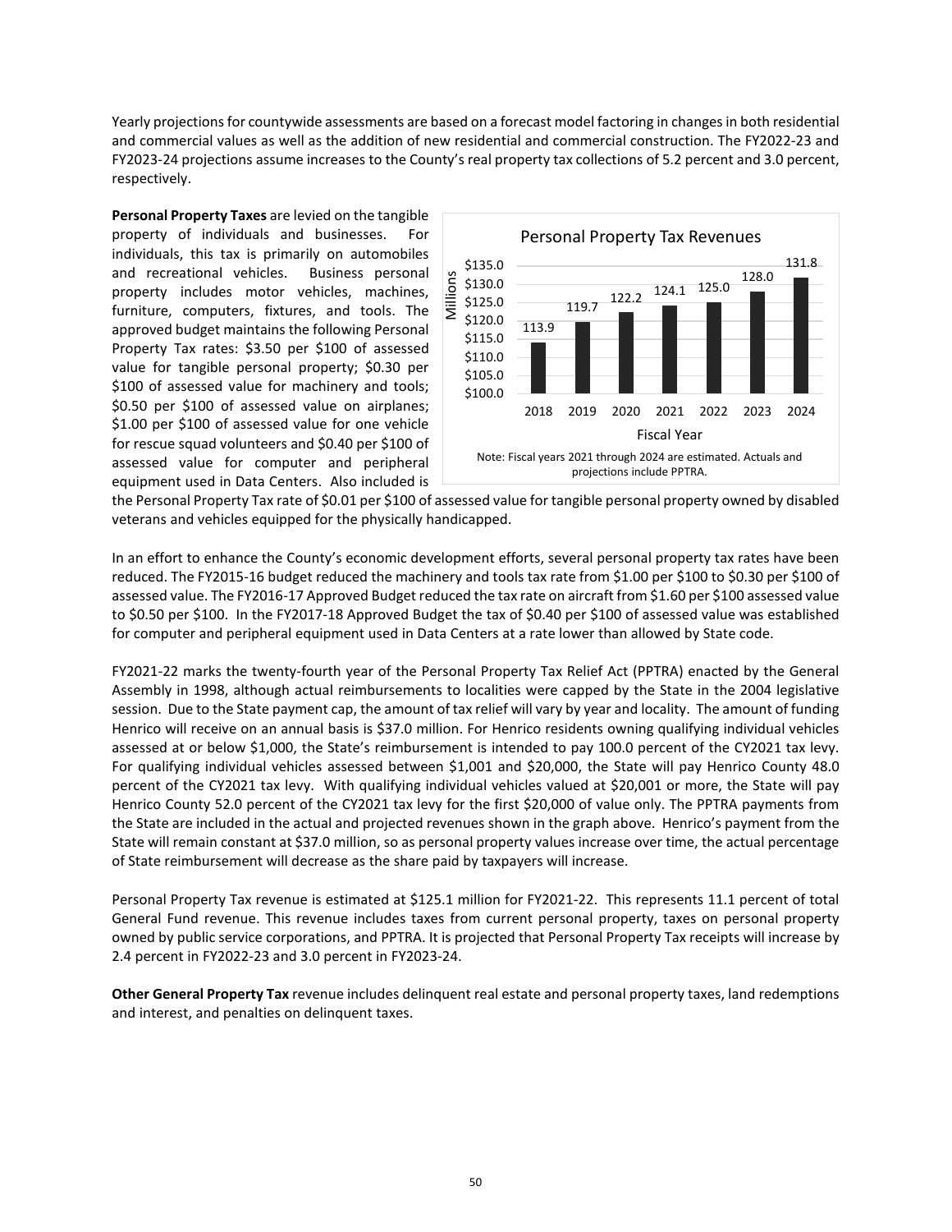Yearly projections for countywide assessments are based on a forecast model factoring in changes in both residential and commercial values as well as the addition of new residential and commercial construction. The FY2022-23 and FY2023-24 projections assume increases to the County's real property tax collections of 5.2 percent and 3.0 percent, respectively.

**Personal Property Taxes** are levied on the tangible property of individuals and businesses. For individuals, this tax is primarily on automobiles and recreational vehicles. Business personal property includes motor vehicles, machines, furniture, computers, fixtures, and tools. The approved budget maintains the following Personal Property Tax rates: $3.50 per $100 of assessed value for tangible personal property; $0.30 per $100 of assessed value for machinery and tools; $0.50 per $100 of assessed value on airplanes; $1.00 per $100 of assessed value for one vehicle for rescue squad volunteers and $0.40 per $100 of assessed value for computer and peripheral equipment used in Data Centers. Also included is the Personal Property Tax rate of $0.01 per $100 of assessed value for tangible personal property owned by disabled veterans and vehicles equipped for the physically handicapped.

**Personal Property Tax Revenues** (Millions)

| Fiscal Year | 2018 | 2019 | 2020 | 2021 | 2022 | 2023 | 2024 |
|---|---|---|---|---|---|---|---|
| Revenue | 113.9 | 119.7 | 122.2 | 124.1 | 125.0 | 128.0 | 131.8 |

Note: Fiscal years 2021 through 2024 are estimated. Actuals and projections include PPTRA.

In an effort to enhance the County's economic development efforts, several personal property tax rates have been reduced. The FY2015-16 budget reduced the machinery and tools tax rate from $1.00 per $100 to $0.30 per $100 of assessed value. The FY2016-17 Approved Budget reduced the tax rate on aircraft from $1.60 per $100 assessed value to $0.50 per $100. In the FY2017-18 Approved Budget the tax of $0.40 per $100 of assessed value was established for computer and peripheral equipment used in Data Centers at a rate lower than allowed by State code.

FY2021-22 marks the twenty-fourth year of the Personal Property Tax Relief Act (PPTRA) enacted by the General Assembly in 1998, although actual reimbursements to localities were capped by the State in the 2004 legislative session. Due to the State payment cap, the amount of tax relief will vary by year and locality. The amount of funding Henrico will receive on an annual basis is $37.0 million. For Henrico residents owning qualifying individual vehicles assessed at or below $1,000, the State's reimbursement is intended to pay 100.0 percent of the CY2021 tax levy. For qualifying individual vehicles assessed between $1,001 and $20,000, the State will pay Henrico County 48.0 percent of the CY2021 tax levy. With qualifying individual vehicles valued at $20,001 or more, the State will pay Henrico County 52.0 percent of the CY2021 tax levy for the first $20,000 of value only. The PPTRA payments from the State are included in the actual and projected revenues shown in the graph above. Henrico's payment from the State will remain constant at $37.0 million, so as personal property values increase over time, the actual percentage of State reimbursement will decrease as the share paid by taxpayers will increase.

Personal Property Tax revenue is estimated at $125.1 million for FY2021-22. This represents 11.1 percent of total General Fund revenue. This revenue includes taxes from current personal property, taxes on personal property owned by public service corporations, and PPTRA. It is projected that Personal Property Tax receipts will increase by 2.4 percent in FY2022-23 and 3.0 percent in FY2023-24.

**Other General Property Tax** revenue includes delinquent real estate and personal property taxes, land redemptions and interest, and penalties on delinquent taxes.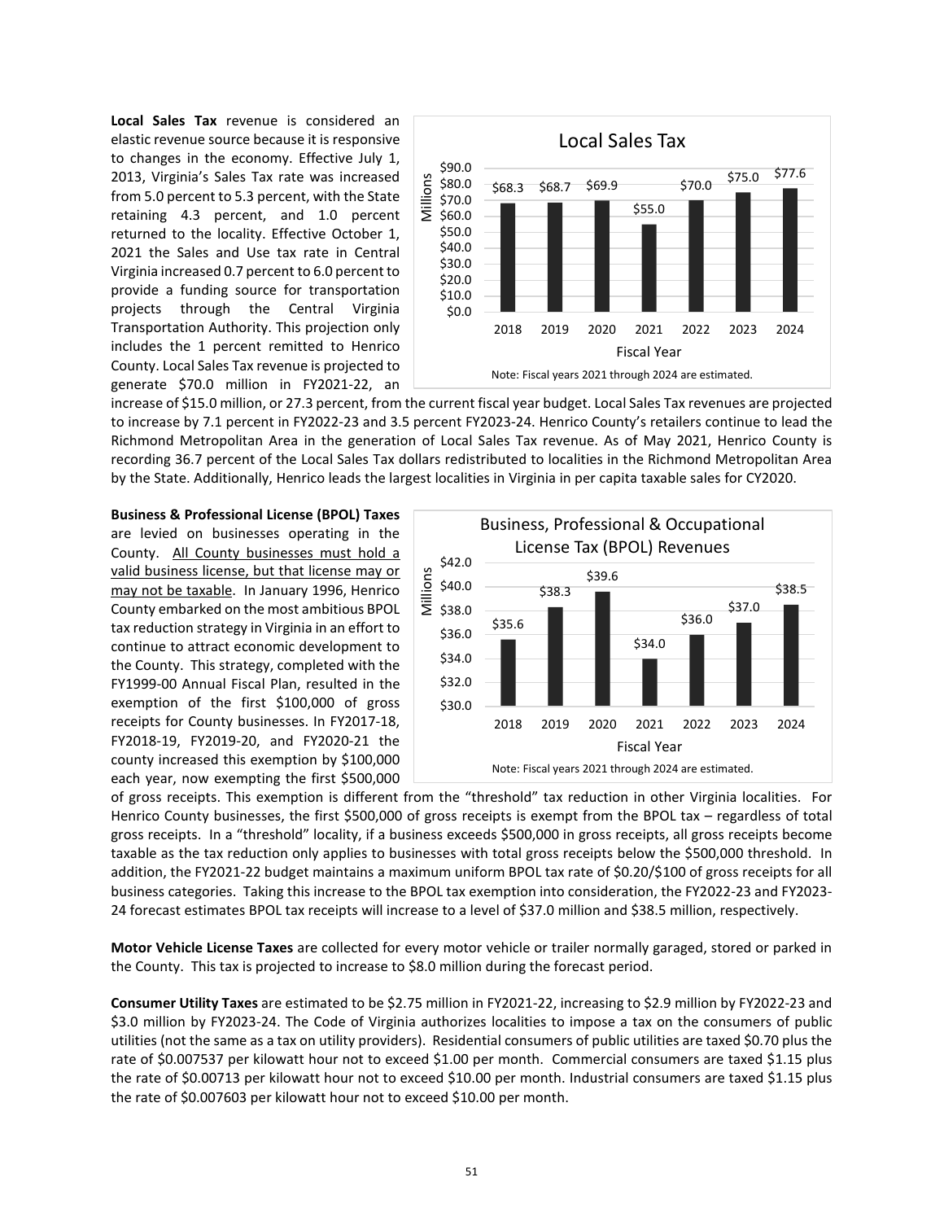**Local Sales Tax** revenue is considered an elastic revenue source because it is responsive to changes in the economy. Effective July 1, 2013, Virginia's Sales Tax rate was increased from 5.0 percent to 5.3 percent, with the State retaining 4.3 percent, and 1.0 percent returned to the locality. Effective October 1, 2021 the Sales and Use tax rate in Central Virginia increased 0.7 percent to 6.0 percent to provide a funding source for transportation projects through the Central Virginia Transportation Authority. This projection only includes the 1 percent remitted to Henrico County. Local Sales Tax revenue is projected to generate $70.0 million in FY2021-22, an increase of $15.0 million, or 27.3 percent, from the current fiscal year budget. Local Sales Tax revenues are projected to increase by 7.1 percent in FY2022-23 and 3.5 percent FY2023-24. Henrico County's retailers continue to lead the Richmond Metropolitan Area in the generation of Local Sales Tax revenue. As of May 2021, Henrico County is recording 36.7 percent of the Local Sales Tax dollars redistributed to localities in the Richmond Metropolitan Area by the State. Additionally, Henrico leads the largest localities in Virginia in per capita taxable sales for CY2020.

**Local Sales Tax**

| Fiscal Year | 2018 | 2019 | 2020 | 2021 | 2022 | 2023 | 2024 |
|---|---|---|---|---|---|---|---|
| Millions | $68.3 | $68.7 | $69.9 | $55.0 | $70.0 | $75.0 | $77.6 |

Note: Fiscal years 2021 through 2024 are estimated.

**Business & Professional License (BPOL) Taxes** are levied on businesses operating in the County. All County businesses must hold a valid business license, but that license may or may not be taxable. In January 1996, Henrico County embarked on the most ambitious BPOL tax reduction strategy in Virginia in an effort to continue to attract economic development to the County. This strategy, completed with the FY1999-00 Annual Fiscal Plan, resulted in the exemption of the first $100,000 of gross receipts for County businesses. In FY2017-18, FY2018-19, FY2019-20, and FY2020-21 the county increased this exemption by $100,000 each year, now exempting the first $500,000 of gross receipts. This exemption is different from the "threshold" tax reduction in other Virginia localities. For Henrico County businesses, the first $500,000 of gross receipts is exempt from the BPOL tax – regardless of total gross receipts. In a "threshold" locality, if a business exceeds $500,000 in gross receipts, all gross receipts become taxable as the tax reduction only applies to businesses with total gross receipts below the $500,000 threshold. In addition, the FY2021-22 budget maintains a maximum uniform BPOL tax rate of $0.20/$100 of gross receipts for all business categories. Taking this increase to the BPOL tax exemption into consideration, the FY2022-23 and FY2023-24 forecast estimates BPOL tax receipts will increase to a level of $37.0 million and $38.5 million, respectively.

**Business, Professional & Occupational License Tax (BPOL) Revenues**

| Fiscal Year | 2018 | 2019 | 2020 | 2021 | 2022 | 2023 | 2024 |
|---|---|---|---|---|---|---|---|
| Millions | $35.6 | $38.3 | $39.6 | $34.0 | $36.0 | $37.0 | $38.5 |

Note: Fiscal years 2021 through 2024 are estimated.

**Motor Vehicle License Taxes** are collected for every motor vehicle or trailer normally garaged, stored or parked in the County. This tax is projected to increase to $8.0 million during the forecast period.

**Consumer Utility Taxes** are estimated to be $2.75 million in FY2021-22, increasing to $2.9 million by FY2022-23 and $3.0 million by FY2023-24. The Code of Virginia authorizes localities to impose a tax on the consumers of public utilities (not the same as a tax on utility providers). Residential consumers of public utilities are taxed $0.70 plus the rate of $0.007537 per kilowatt hour not to exceed $1.00 per month. Commercial consumers are taxed $1.15 plus the rate of $0.00713 per kilowatt hour not to exceed $10.00 per month. Industrial consumers are taxed $1.15 plus the rate of $0.007603 per kilowatt hour not to exceed $10.00 per month.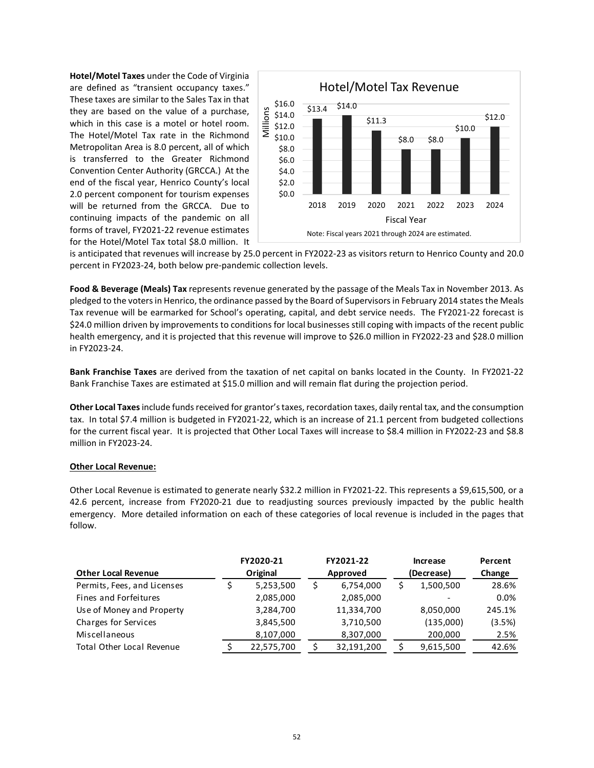**Hotel/Motel Taxes** under the Code of Virginia are defined as "transient occupancy taxes." These taxes are similar to the Sales Tax in that they are based on the value of a purchase, which in this case is a motel or hotel room. The Hotel/Motel Tax rate in the Richmond Metropolitan Area is 8.0 percent, all of which is transferred to the Greater Richmond Convention Center Authority (GRCCA.) At the end of the fiscal year, Henrico County's local 2.0 percent component for tourism expenses will be returned from the GRCCA. Due to continuing impacts of the pandemic on all forms of travel, FY2021-22 revenue estimates for the Hotel/Motel Tax total $8.0 million. It is anticipated that revenues will increase by 25.0 percent in FY2022-23 as visitors return to Henrico County and 20.0 percent in FY2023-24, both below pre-pandemic collection levels.

**Hotel/Motel Tax Revenue** (Millions)

| Fiscal Year | 2018 | 2019 | 2020 | 2021 | 2022 | 2023 | 2024 |
|---|---|---|---|---|---|---|---|
| Revenue | $13.4 | $14.0 | $11.3 | $8.0 | $8.0 | $10.0 | $12.0 |

Note: Fiscal years 2021 through 2024 are estimated.

**Food & Beverage (Meals) Tax** represents revenue generated by the passage of the Meals Tax in November 2013. As pledged to the voters in Henrico, the ordinance passed by the Board of Supervisors in February 2014 states the Meals Tax revenue will be earmarked for School's operating, capital, and debt service needs. The FY2021-22 forecast is $24.0 million driven by improvements to conditions for local businesses still coping with impacts of the recent public health emergency, and it is projected that this revenue will improve to $26.0 million in FY2022-23 and $28.0 million in FY2023-24.

**Bank Franchise Taxes** are derived from the taxation of net capital on banks located in the County. In FY2021-22 Bank Franchise Taxes are estimated at $15.0 million and will remain flat during the projection period.

**Other Local Taxes** include funds received for grantor's taxes, recordation taxes, daily rental tax, and the consumption tax. In total $7.4 million is budgeted in FY2021-22, which is an increase of 21.1 percent from budgeted collections for the current fiscal year. It is projected that Other Local Taxes will increase to $8.4 million in FY2022-23 and $8.8 million in FY2023-24.

**Other Local Revenue:**

Other Local Revenue is estimated to generate nearly $32.2 million in FY2021-22. This represents a $9,615,500, or a 42.6 percent, increase from FY2020-21 due to readjusting sources previously impacted by the public health emergency. More detailed information on each of these categories of local revenue is included in the pages that follow.

| Other Local Revenue | FY2020-21 Original | FY2021-22 Approved | Increase (Decrease) | Percent Change |
|---|---|---|---|---|
| Permits, Fees, and Licenses | $ 5,253,500 | $ 6,754,000 | $ 1,500,500 | 28.6% |
| Fines and Forfeitures | 2,085,000 | 2,085,000 | - | 0.0% |
| Use of Money and Property | 3,284,700 | 11,334,700 | 8,050,000 | 245.1% |
| Charges for Services | 3,845,500 | 3,710,500 | (135,000) | (3.5%) |
| Miscellaneous | 8,107,000 | 8,307,000 | 200,000 | 2.5% |
| Total Other Local Revenue | $ 22,575,700 | $ 32,191,200 | $ 9,615,500 | 42.6% |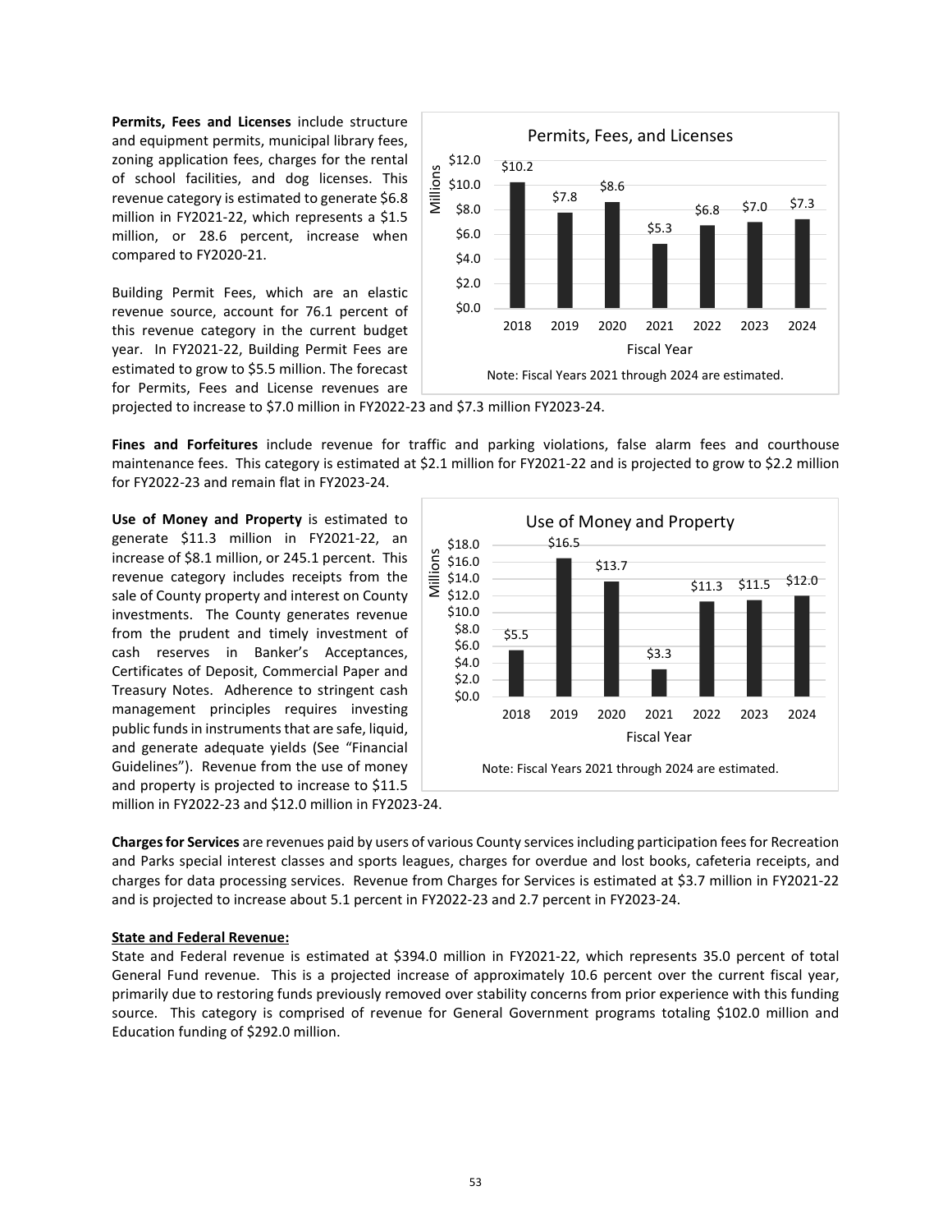**Permits, Fees and Licenses** include structure and equipment permits, municipal library fees, zoning application fees, charges for the rental of school facilities, and dog licenses. This revenue category is estimated to generate $6.8 million in FY2021-22, which represents a $1.5 million, or 28.6 percent, increase when compared to FY2020-21.

Building Permit Fees, which are an elastic revenue source, account for 76.1 percent of this revenue category in the current budget year. In FY2021-22, Building Permit Fees are estimated to grow to $5.5 million. The forecast for Permits, Fees and License revenues are projected to increase to $7.0 million in FY2022-23 and $7.3 million FY2023-24.

**Permits, Fees, and Licenses**

| Fiscal Year | 2018 | 2019 | 2020 | 2021 | 2022 | 2023 | 2024 |
|---|---|---|---|---|---|---|---|
| Millions | $10.2 | $7.8 | $8.6 | $5.3 | $6.8 | $7.0 | $7.3 |

Note: Fiscal Years 2021 through 2024 are estimated.

**Fines and Forfeitures** include revenue for traffic and parking violations, false alarm fees and courthouse maintenance fees. This category is estimated at $2.1 million for FY2021-22 and is projected to grow to $2.2 million for FY2022-23 and remain flat in FY2023-24.

**Use of Money and Property** is estimated to generate $11.3 million in FY2021-22, an increase of $8.1 million, or 245.1 percent. This revenue category includes receipts from the sale of County property and interest on County investments. The County generates revenue from the prudent and timely investment of cash reserves in Banker's Acceptances, Certificates of Deposit, Commercial Paper and Treasury Notes. Adherence to stringent cash management principles requires investing public funds in instruments that are safe, liquid, and generate adequate yields (See "Financial Guidelines"). Revenue from the use of money and property is projected to increase to $11.5 million in FY2022-23 and $12.0 million in FY2023-24.

**Use of Money and Property**

| Fiscal Year | 2018 | 2019 | 2020 | 2021 | 2022 | 2023 | 2024 |
|---|---|---|---|---|---|---|---|
| Millions | $5.5 | $16.5 | $13.7 | $3.3 | $11.3 | $11.5 | $12.0 |

Note: Fiscal Years 2021 through 2024 are estimated.

**Charges for Services** are revenues paid by users of various County services including participation fees for Recreation and Parks special interest classes and sports leagues, charges for overdue and lost books, cafeteria receipts, and charges for data processing services. Revenue from Charges for Services is estimated at $3.7 million in FY2021-22 and is projected to increase about 5.1 percent in FY2022-23 and 2.7 percent in FY2023-24.

**State and Federal Revenue:**

State and Federal revenue is estimated at $394.0 million in FY2021-22, which represents 35.0 percent of total General Fund revenue. This is a projected increase of approximately 10.6 percent over the current fiscal year, primarily due to restoring funds previously removed over stability concerns from prior experience with this funding source. This category is comprised of revenue for General Government programs totaling $102.0 million and Education funding of $292.0 million.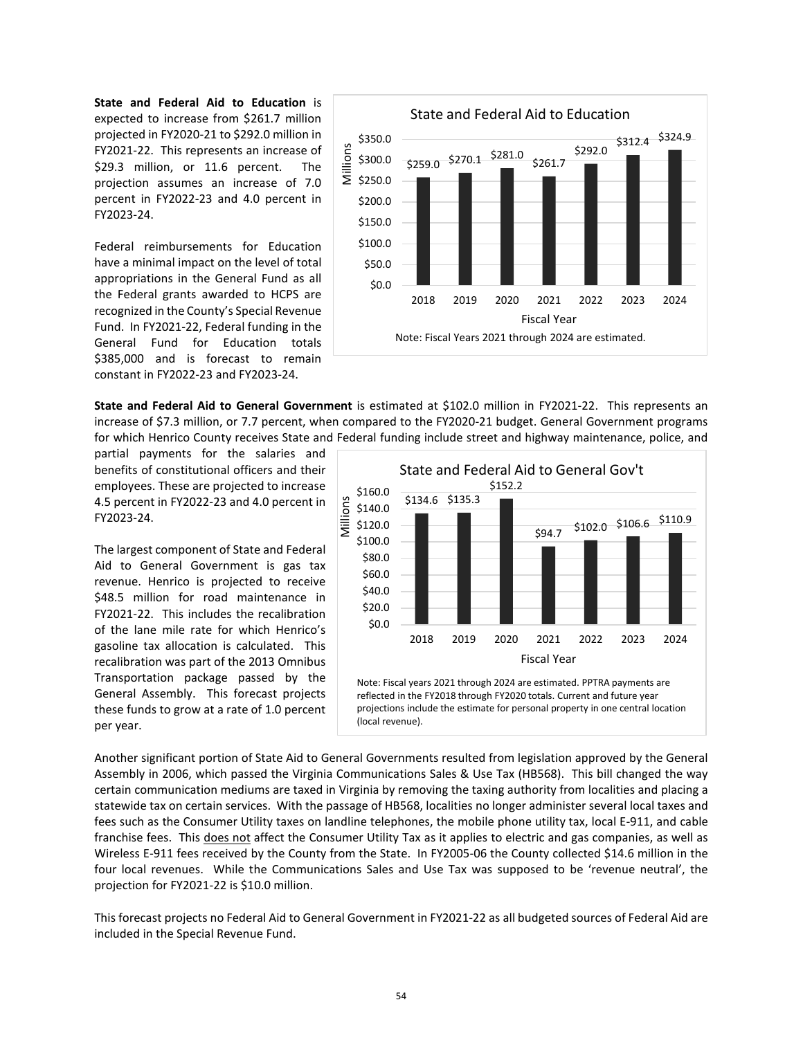**State and Federal Aid to Education** is expected to increase from $261.7 million projected in FY2020-21 to $292.0 million in FY2021-22. This represents an increase of $29.3 million, or 11.6 percent. The projection assumes an increase of 7.0 percent in FY2022-23 and 4.0 percent in FY2023-24.

Federal reimbursements for Education have a minimal impact on the level of total appropriations in the General Fund as all the Federal grants awarded to HCPS are recognized in the County's Special Revenue Fund. In FY2021-22, Federal funding in the General Fund for Education totals $385,000 and is forecast to remain constant in FY2022-23 and FY2023-24.

**State and Federal Aid to Education** (Millions)

| Fiscal Year | 2018 | 2019 | 2020 | 2021 | 2022 | 2023 | 2024 |
|---|---|---|---|---|---|---|---|
| Amount | $259.0 | $270.1 | $281.0 | $261.7 | $292.0 | $312.4 | $324.9 |

Note: Fiscal Years 2021 through 2024 are estimated.

**State and Federal Aid to General Government** is estimated at $102.0 million in FY2021-22. This represents an increase of $7.3 million, or 7.7 percent, when compared to the FY2020-21 budget. General Government programs for which Henrico County receives State and Federal funding include street and highway maintenance, police, and partial payments for the salaries and benefits of constitutional officers and their employees. These are projected to increase 4.5 percent in FY2022-23 and 4.0 percent in FY2023-24.

The largest component of State and Federal Aid to General Government is gas tax revenue. Henrico is projected to receive $48.5 million for road maintenance in FY2021-22. This includes the recalibration of the lane mile rate for which Henrico's gasoline tax allocation is calculated. This recalibration was part of the 2013 Omnibus Transportation package passed by the General Assembly. This forecast projects these funds to grow at a rate of 1.0 percent per year.

**State and Federal Aid to General Gov't** (Millions)

| Fiscal Year | 2018 | 2019 | 2020 | 2021 | 2022 | 2023 | 2024 |
|---|---|---|---|---|---|---|---|
| Amount | $134.6 | $135.3 | $152.2 | $94.7 | $102.0 | $106.6 | $110.9 |

Note: Fiscal years 2021 through 2024 are estimated. PPTRA payments are reflected in the FY2018 through FY2020 totals. Current and future year projections include the estimate for personal property in one central location (local revenue).

Another significant portion of State Aid to General Governments resulted from legislation approved by the General Assembly in 2006, which passed the Virginia Communications Sales & Use Tax (HB568). This bill changed the way certain communication mediums are taxed in Virginia by removing the taxing authority from localities and placing a statewide tax on certain services. With the passage of HB568, localities no longer administer several local taxes and fees such as the Consumer Utility taxes on landline telephones, the mobile phone utility tax, local E-911, and cable franchise fees. This does not affect the Consumer Utility Tax as it applies to electric and gas companies, as well as Wireless E-911 fees received by the County from the State. In FY2005-06 the County collected $14.6 million in the four local revenues. While the Communications Sales and Use Tax was supposed to be 'revenue neutral', the projection for FY2021-22 is $10.0 million.

This forecast projects no Federal Aid to General Government in FY2021-22 as all budgeted sources of Federal Aid are included in the Special Revenue Fund.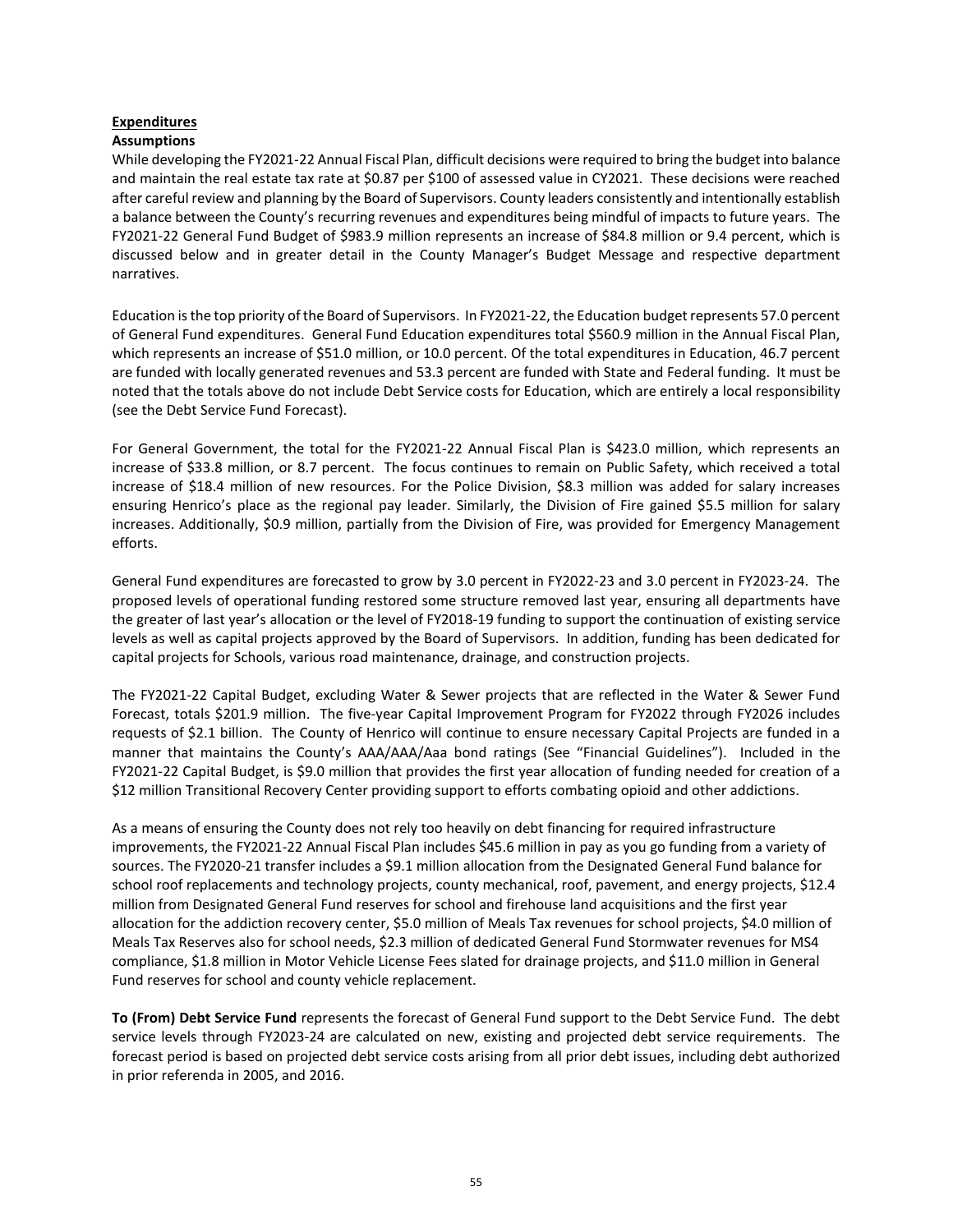## Expenditures

### Assumptions

While developing the FY2021-22 Annual Fiscal Plan, difficult decisions were required to bring the budget into balance and maintain the real estate tax rate at $0.87 per $100 of assessed value in CY2021. These decisions were reached after careful review and planning by the Board of Supervisors. County leaders consistently and intentionally establish a balance between the County's recurring revenues and expenditures being mindful of impacts to future years. The FY2021-22 General Fund Budget of $983.9 million represents an increase of $84.8 million or 9.4 percent, which is discussed below and in greater detail in the County Manager's Budget Message and respective department narratives.

Education is the top priority of the Board of Supervisors. In FY2021-22, the Education budget represents 57.0 percent of General Fund expenditures. General Fund Education expenditures total $560.9 million in the Annual Fiscal Plan, which represents an increase of $51.0 million, or 10.0 percent. Of the total expenditures in Education, 46.7 percent are funded with locally generated revenues and 53.3 percent are funded with State and Federal funding. It must be noted that the totals above do not include Debt Service costs for Education, which are entirely a local responsibility (see the Debt Service Fund Forecast).

For General Government, the total for the FY2021-22 Annual Fiscal Plan is $423.0 million, which represents an increase of $33.8 million, or 8.7 percent. The focus continues to remain on Public Safety, which received a total increase of $18.4 million of new resources. For the Police Division, $8.3 million was added for salary increases ensuring Henrico's place as the regional pay leader. Similarly, the Division of Fire gained $5.5 million for salary increases. Additionally, $0.9 million, partially from the Division of Fire, was provided for Emergency Management efforts.

General Fund expenditures are forecasted to grow by 3.0 percent in FY2022-23 and 3.0 percent in FY2023-24. The proposed levels of operational funding restored some structure removed last year, ensuring all departments have the greater of last year's allocation or the level of FY2018-19 funding to support the continuation of existing service levels as well as capital projects approved by the Board of Supervisors. In addition, funding has been dedicated for capital projects for Schools, various road maintenance, drainage, and construction projects.

The FY2021-22 Capital Budget, excluding Water & Sewer projects that are reflected in the Water & Sewer Fund Forecast, totals $201.9 million. The five-year Capital Improvement Program for FY2022 through FY2026 includes requests of $2.1 billion. The County of Henrico will continue to ensure necessary Capital Projects are funded in a manner that maintains the County's AAA/AAA/Aaa bond ratings (See "Financial Guidelines"). Included in the FY2021-22 Capital Budget, is $9.0 million that provides the first year allocation of funding needed for creation of a $12 million Transitional Recovery Center providing support to efforts combating opioid and other addictions.

As a means of ensuring the County does not rely too heavily on debt financing for required infrastructure improvements, the FY2021-22 Annual Fiscal Plan includes $45.6 million in pay as you go funding from a variety of sources. The FY2020-21 transfer includes a $9.1 million allocation from the Designated General Fund balance for school roof replacements and technology projects, county mechanical, roof, pavement, and energy projects, $12.4 million from Designated General Fund reserves for school and firehouse land acquisitions and the first year allocation for the addiction recovery center, $5.0 million of Meals Tax revenues for school projects, $4.0 million of Meals Tax Reserves also for school needs, $2.3 million of dedicated General Fund Stormwater revenues for MS4 compliance, $1.8 million in Motor Vehicle License Fees slated for drainage projects, and $11.0 million in General Fund reserves for school and county vehicle replacement.

**To (From) Debt Service Fund** represents the forecast of General Fund support to the Debt Service Fund. The debt service levels through FY2023-24 are calculated on new, existing and projected debt service requirements. The forecast period is based on projected debt service costs arising from all prior debt issues, including debt authorized in prior referenda in 2005, and 2016.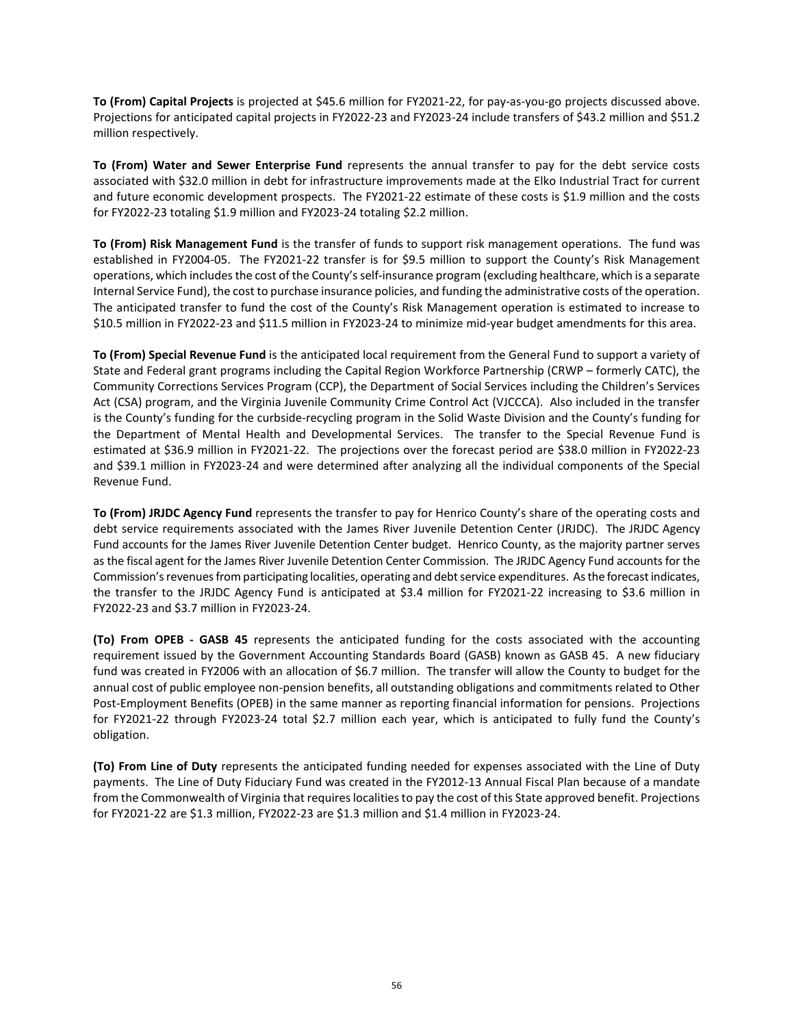**To (From) Capital Projects** is projected at $45.6 million for FY2021-22, for pay-as-you-go projects discussed above. Projections for anticipated capital projects in FY2022-23 and FY2023-24 include transfers of $43.2 million and $51.2 million respectively.

**To (From) Water and Sewer Enterprise Fund** represents the annual transfer to pay for the debt service costs associated with $32.0 million in debt for infrastructure improvements made at the Elko Industrial Tract for current and future economic development prospects. The FY2021-22 estimate of these costs is $1.9 million and the costs for FY2022-23 totaling $1.9 million and FY2023-24 totaling $2.2 million.

**To (From) Risk Management Fund** is the transfer of funds to support risk management operations. The fund was established in FY2004-05. The FY2021-22 transfer is for $9.5 million to support the County's Risk Management operations, which includes the cost of the County's self-insurance program (excluding healthcare, which is a separate Internal Service Fund), the cost to purchase insurance policies, and funding the administrative costs of the operation. The anticipated transfer to fund the cost of the County's Risk Management operation is estimated to increase to $10.5 million in FY2022-23 and $11.5 million in FY2023-24 to minimize mid-year budget amendments for this area.

**To (From) Special Revenue Fund** is the anticipated local requirement from the General Fund to support a variety of State and Federal grant programs including the Capital Region Workforce Partnership (CRWP – formerly CATC), the Community Corrections Services Program (CCP), the Department of Social Services including the Children's Services Act (CSA) program, and the Virginia Juvenile Community Crime Control Act (VJCCCA). Also included in the transfer is the County's funding for the curbside-recycling program in the Solid Waste Division and the County's funding for the Department of Mental Health and Developmental Services. The transfer to the Special Revenue Fund is estimated at $36.9 million in FY2021-22. The projections over the forecast period are $38.0 million in FY2022-23 and $39.1 million in FY2023-24 and were determined after analyzing all the individual components of the Special Revenue Fund.

**To (From) JRJDC Agency Fund** represents the transfer to pay for Henrico County's share of the operating costs and debt service requirements associated with the James River Juvenile Detention Center (JRJDC). The JRJDC Agency Fund accounts for the James River Juvenile Detention Center budget. Henrico County, as the majority partner serves as the fiscal agent for the James River Juvenile Detention Center Commission. The JRJDC Agency Fund accounts for the Commission's revenues from participating localities, operating and debt service expenditures. As the forecast indicates, the transfer to the JRJDC Agency Fund is anticipated at $3.4 million for FY2021-22 increasing to $3.6 million in FY2022-23 and $3.7 million in FY2023-24.

**(To) From OPEB - GASB 45** represents the anticipated funding for the costs associated with the accounting requirement issued by the Government Accounting Standards Board (GASB) known as GASB 45. A new fiduciary fund was created in FY2006 with an allocation of $6.7 million. The transfer will allow the County to budget for the annual cost of public employee non-pension benefits, all outstanding obligations and commitments related to Other Post-Employment Benefits (OPEB) in the same manner as reporting financial information for pensions. Projections for FY2021-22 through FY2023-24 total $2.7 million each year, which is anticipated to fully fund the County's obligation.

**(To) From Line of Duty** represents the anticipated funding needed for expenses associated with the Line of Duty payments. The Line of Duty Fiduciary Fund was created in the FY2012-13 Annual Fiscal Plan because of a mandate from the Commonwealth of Virginia that requires localities to pay the cost of this State approved benefit. Projections for FY2021-22 are $1.3 million, FY2022-23 are $1.3 million and $1.4 million in FY2023-24.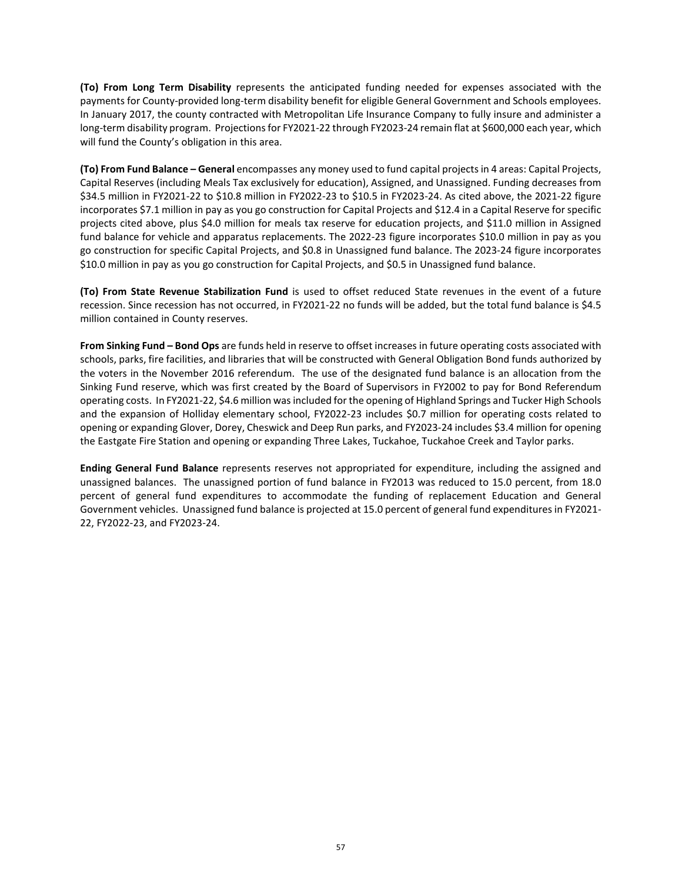**(To) From Long Term Disability** represents the anticipated funding needed for expenses associated with the payments for County-provided long-term disability benefit for eligible General Government and Schools employees. In January 2017, the county contracted with Metropolitan Life Insurance Company to fully insure and administer a long-term disability program. Projections for FY2021-22 through FY2023-24 remain flat at $600,000 each year, which will fund the County's obligation in this area.

**(To) From Fund Balance – General** encompasses any money used to fund capital projects in 4 areas: Capital Projects, Capital Reserves (including Meals Tax exclusively for education), Assigned, and Unassigned. Funding decreases from $34.5 million in FY2021-22 to $10.8 million in FY2022-23 to $10.5 in FY2023-24. As cited above, the 2021-22 figure incorporates $7.1 million in pay as you go construction for Capital Projects and $12.4 in a Capital Reserve for specific projects cited above, plus $4.0 million for meals tax reserve for education projects, and $11.0 million in Assigned fund balance for vehicle and apparatus replacements. The 2022-23 figure incorporates $10.0 million in pay as you go construction for specific Capital Projects, and $0.8 in Unassigned fund balance. The 2023-24 figure incorporates $10.0 million in pay as you go construction for Capital Projects, and $0.5 in Unassigned fund balance.

**(To) From State Revenue Stabilization Fund** is used to offset reduced State revenues in the event of a future recession. Since recession has not occurred, in FY2021-22 no funds will be added, but the total fund balance is $4.5 million contained in County reserves.

**From Sinking Fund – Bond Ops** are funds held in reserve to offset increases in future operating costs associated with schools, parks, fire facilities, and libraries that will be constructed with General Obligation Bond funds authorized by the voters in the November 2016 referendum. The use of the designated fund balance is an allocation from the Sinking Fund reserve, which was first created by the Board of Supervisors in FY2002 to pay for Bond Referendum operating costs. In FY2021-22, $4.6 million was included for the opening of Highland Springs and Tucker High Schools and the expansion of Holliday elementary school, FY2022-23 includes $0.7 million for operating costs related to opening or expanding Glover, Dorey, Cheswick and Deep Run parks, and FY2023-24 includes $3.4 million for opening the Eastgate Fire Station and opening or expanding Three Lakes, Tuckahoe, Tuckahoe Creek and Taylor parks.

**Ending General Fund Balance** represents reserves not appropriated for expenditure, including the assigned and unassigned balances. The unassigned portion of fund balance in FY2013 was reduced to 15.0 percent, from 18.0 percent of general fund expenditures to accommodate the funding of replacement Education and General Government vehicles. Unassigned fund balance is projected at 15.0 percent of general fund expenditures in FY2021-22, FY2022-23, and FY2023-24.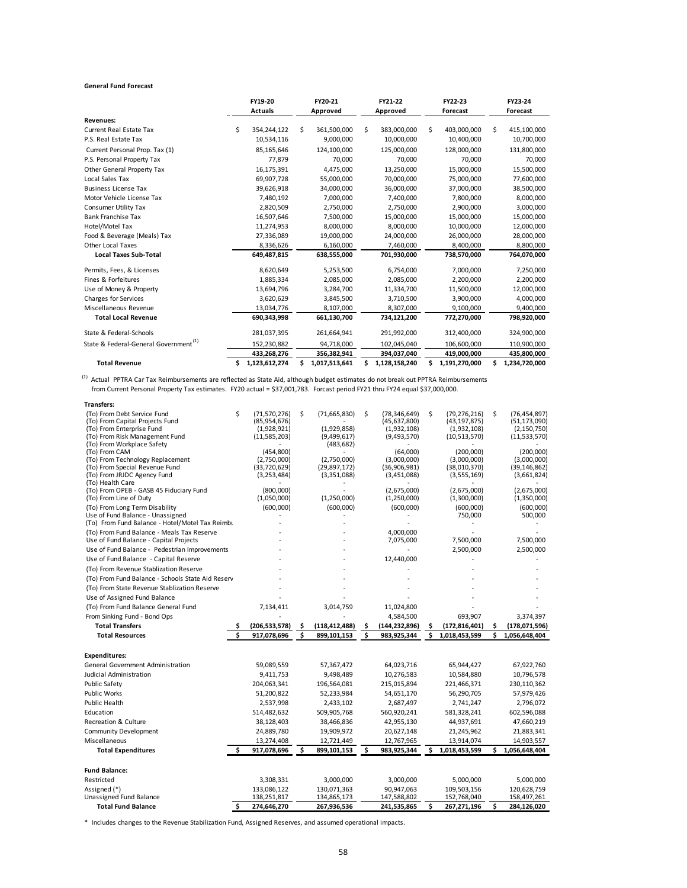**General Fund Forecast**

| | FY19-20 Actuals | FY20-21 Approved | FY21-22 Approved | FY22-23 Forecast | FY23-24 Forecast |
|---|---|---|---|---|---|
| **Revenues:** | | | | | |
| Current Real Estate Tax | $ 354,244,122 | $ 361,500,000 | $ 383,000,000 | $ 403,000,000 | $ 415,100,000 |
| P.S. Real Estate Tax | 10,534,116 | 9,000,000 | 10,000,000 | 10,400,000 | 10,700,000 |
| Current Personal Prop. Tax (1) | 85,165,646 | 124,100,000 | 125,000,000 | 128,000,000 | 131,800,000 |
| P.S. Personal Property Tax | 77,879 | 70,000 | 70,000 | 70,000 | 70,000 |
| Other General Property Tax | 16,175,391 | 4,475,000 | 13,250,000 | 15,000,000 | 15,500,000 |
| Local Sales Tax | 69,907,728 | 55,000,000 | 70,000,000 | 75,000,000 | 77,600,000 |
| Business License Tax | 39,626,918 | 34,000,000 | 36,000,000 | 37,000,000 | 38,500,000 |
| Motor Vehicle License Tax | 7,480,192 | 7,000,000 | 7,400,000 | 7,800,000 | 8,000,000 |
| Consumer Utility Tax | 2,820,509 | 2,750,000 | 2,750,000 | 2,900,000 | 3,000,000 |
| Bank Franchise Tax | 16,507,646 | 7,500,000 | 15,000,000 | 15,000,000 | 15,000,000 |
| Hotel/Motel Tax | 11,274,953 | 8,000,000 | 8,000,000 | 10,000,000 | 12,000,000 |
| Food & Beverage (Meals) Tax | 27,336,089 | 19,000,000 | 24,000,000 | 26,000,000 | 28,000,000 |
| Other Local Taxes | 8,336,626 | 6,160,000 | 7,460,000 | 8,400,000 | 8,800,000 |
| **Local Taxes Sub-Total** | **649,487,815** | **638,555,000** | **701,930,000** | **738,570,000** | **764,070,000** |
| Permits, Fees, & Licenses | 8,620,649 | 5,253,500 | 6,754,000 | 7,000,000 | 7,250,000 |
| Fines & Forfeitures | 1,885,334 | 2,085,000 | 2,085,000 | 2,200,000 | 2,200,000 |
| Use of Money & Property | 13,694,796 | 3,284,700 | 11,334,700 | 11,500,000 | 12,000,000 |
| Charges for Services | 3,620,629 | 3,845,500 | 3,710,500 | 3,900,000 | 4,000,000 |
| Miscellaneous Revenue | 13,034,776 | 8,107,000 | 8,307,000 | 9,100,000 | 9,400,000 |
| **Total Local Revenue** | **690,343,998** | **661,130,700** | **734,121,200** | **772,270,000** | **798,920,000** |
| State & Federal-Schools | 281,037,395 | 261,664,941 | 291,992,000 | 312,400,000 | 324,900,000 |
| State & Federal-General Government[(1)] | 152,230,882 | 94,718,000 | 102,045,040 | 106,600,000 | 110,900,000 |
| | **433,268,276** | **356,382,941** | **394,037,040** | **419,000,000** | **435,800,000** |
| **Total Revenue** | **$ 1,123,612,274** | **$ 1,017,513,641** | **$ 1,128,158,240** | **$ 1,191,270,000** | **$ 1,234,720,000** |

(1) Actual PPTRA Car Tax Reimbursements are reflected as State Aid, although budget estimates do not break out PPTRA Reimbursements from Current Personal Property Tax estimates. FY20 actual = $37,001,783. Forcast period FY21 thru FY24 equal $37,000,000.

| | FY19-20 Actuals | FY20-21 Approved | FY21-22 Approved | FY22-23 Forecast | FY23-24 Forecast |
|---|---|---|---|---|---|
| **Transfers:** | | | | | |
| (To) From Debt Service Fund | $ (71,570,276) | $ (71,665,830) | $ (78,346,649) | $ (79,276,216) | $ (76,454,897) |
| (To) From Capital Projects Fund | (85,954,676) | - | (45,637,800) | (43,197,875) | (51,173,090) |
| (To) From Enterprise Fund | (1,928,921) | (1,929,858) | (1,932,108) | (1,932,108) | (2,150,750) |
| (To) From Risk Management Fund | (11,585,203) | (9,499,617) | (9,493,570) | (10,513,570) | (11,533,570) |
| (To) From Workplace Safety | - | (483,682) | - | - | - |
| (To) From CAM | (454,800) | - | (64,000) | (200,000) | (200,000) |
| (To) From Technology Replacement | (2,750,000) | (2,750,000) | (3,000,000) | (3,000,000) | (3,000,000) |
| (To) From Special Revenue Fund | (33,720,629) | (29,897,172) | (36,906,981) | (38,010,370) | (39,146,862) |
| (To) From JRJDC Agency Fund | (3,253,484) | (3,351,088) | (3,451,088) | (3,555,169) | (3,661,824) |
| (To) Health Care | - | - | - | - | - |
| (To) From OPEB - GASB 45 Fiduciary Fund | (800,000) | - | (2,675,000) | (2,675,000) | (2,675,000) |
| (To) From Line of Duty | (1,050,000) | (1,250,000) | (1,250,000) | (1,300,000) | (1,350,000) |
| (To) From Long Term Disability | (600,000) | (600,000) | (600,000) | (600,000) | (600,000) |
| Use of Fund Balance - Unassigned | - | - | - | 750,000 | 500,000 |
| (To) From Fund Balance - Hotel/Motel Tax Reimbu | - | - | - | - | - |
| (To) From Fund Balance - Meals Tax Reserve | - | - | 4,000,000 | - | - |
| Use of Fund Balance - Capital Projects | - | - | 7,075,000 | 7,500,000 | 7,500,000 |
| Use of Fund Balance - Pedestrian Improvements | - | - | - | 2,500,000 | 2,500,000 |
| Use of Fund Balance - Capital Reserve | - | - | 12,440,000 | - | - |
| (To) From Revenue Stablization Reserve | - | - | - | - | - |
| (To) From Fund Balance - Schools State Aid Reserv | - | - | - | - | - |
| (To) From State Revenue Stablization Reserve | - | - | - | - | - |
| Use of Assigned Fund Balance | | | | | |
| (To) From Fund Balance General Fund | 7,134,411 | 3,014,759 | 11,024,800 | - | - |
| From Sinking Fund - Bond Ops | - | - | 4,584,500 | 693,907 | 3,374,397 |
| **Total Transfers** | **$ (206,533,578)** | **$ (118,412,488)** | **$ (144,232,896)** | **$ (172,816,401)** | **$ (178,071,596)** |
| **Total Resources** | **$ 917,078,696** | **$ 899,101,153** | **$ 983,925,344** | **$ 1,018,453,599** | **$ 1,056,648,404** |
| **Expenditures:** | | | | | |
| General Government Administration | 59,089,559 | 57,367,472 | 64,023,716 | 65,944,427 | 67,922,760 |
| Judicial Administration | 9,411,753 | 9,498,489 | 10,276,583 | 10,584,880 | 10,796,578 |
| Public Safety | 204,063,341 | 196,564,081 | 215,015,894 | 221,466,371 | 230,110,362 |
| Public Works | 51,200,822 | 52,233,984 | 54,651,170 | 56,290,705 | 57,979,426 |
| Public Health | 2,537,998 | 2,433,102 | 2,687,497 | 2,741,247 | 2,796,072 |
| Education | 514,482,632 | 509,905,768 | 560,920,241 | 581,328,241 | 602,596,088 |
| Recreation & Culture | 38,128,403 | 38,466,836 | 42,955,130 | 44,937,691 | 47,660,219 |
| Community Development | 24,889,780 | 19,909,972 | 20,627,148 | 21,245,962 | 21,883,341 |
| Miscellaneous | 13,274,408 | 12,721,449 | 12,767,965 | 13,914,074 | 14,903,557 |
| **Total Expenditures** | **$ 917,078,696** | **$ 899,101,153** | **$ 983,925,344** | **$ 1,018,453,599** | **$ 1,056,648,404** |
| **Fund Balance:** | | | | | |
| Restricted | 3,308,331 | 3,000,000 | 3,000,000 | 5,000,000 | 5,000,000 |
| Assigned (*) | 133,086,122 | 130,071,363 | 90,947,063 | 109,503,156 | 120,628,759 |
| Unassigned Fund Balance | 138,251,817 | 134,865,173 | 147,588,802 | 152,768,040 | 158,497,261 |
| **Total Fund Balance** | **$ 274,646,270** | **267,936,536** | **241,535,865** | **$ 267,271,196** | **$ 284,126,020** |

* Includes changes to the Revenue Stabilization Fund, Assigned Reserves, and assumed operational impacts.